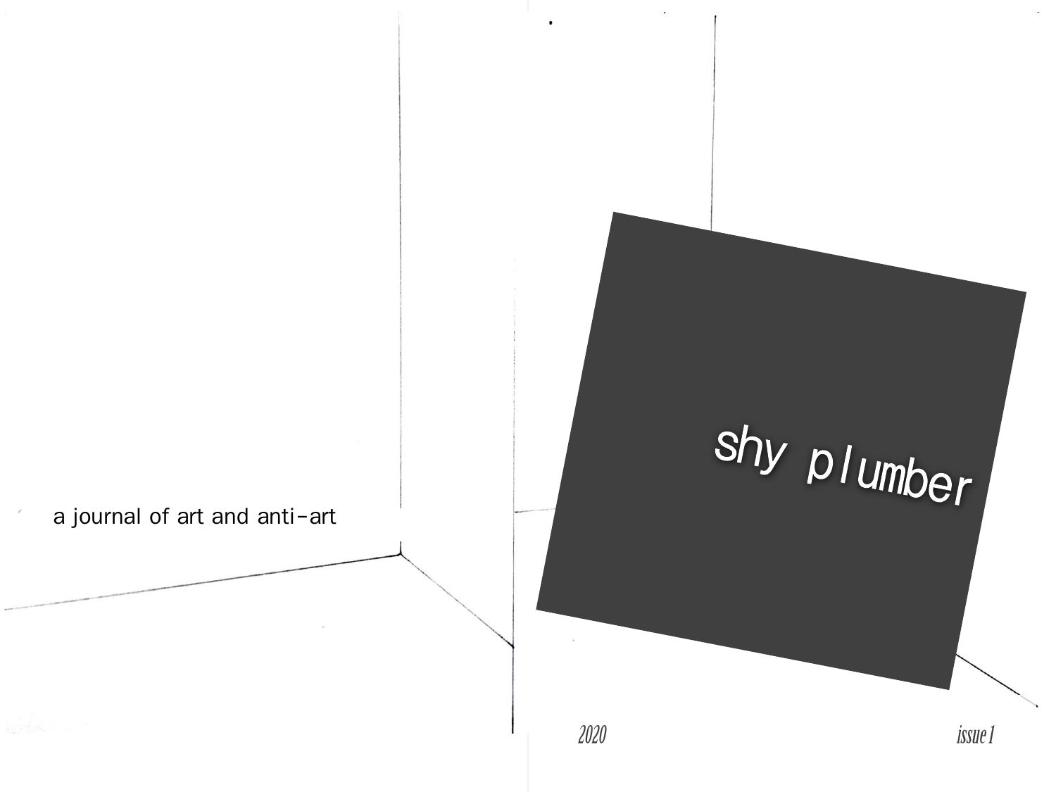# shy plumber

a journal of art and anti-art

2020

issue 1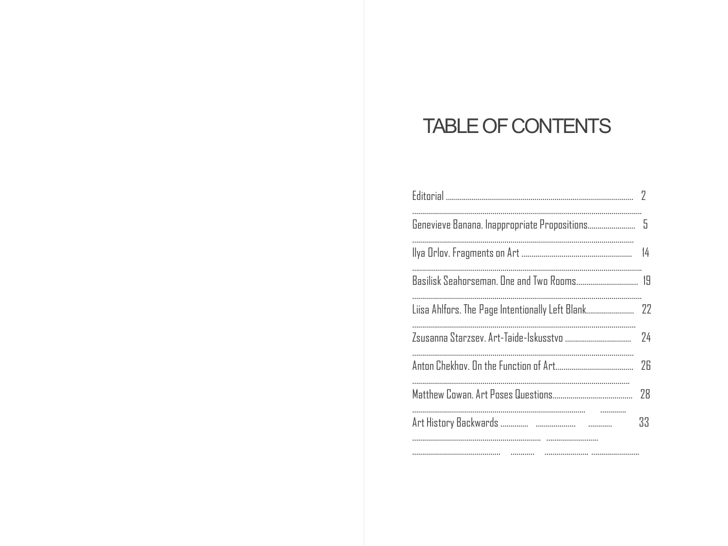# TABLE OF CONTENTS

| | |
|---|---|
| Editorial | 2 |
| Genevieve Banana. Inappropriate Propositions | 5 |
| Ilya Orlov. Fragments on Art | 14 |
| Basilisk Seahorseman. One and Two Rooms | 19 |
| Liisa Ahlfors. The Page Intentionally Left Blank | 22 |
| Zsusanna Starzsev. Art-Taide-Iskusstvo | 24 |
| Anton Chekhov. On the Function of Art | 26 |
| Matthew Cowan. Art Poses Questions | 28 |
| Art History Backwards | 33 |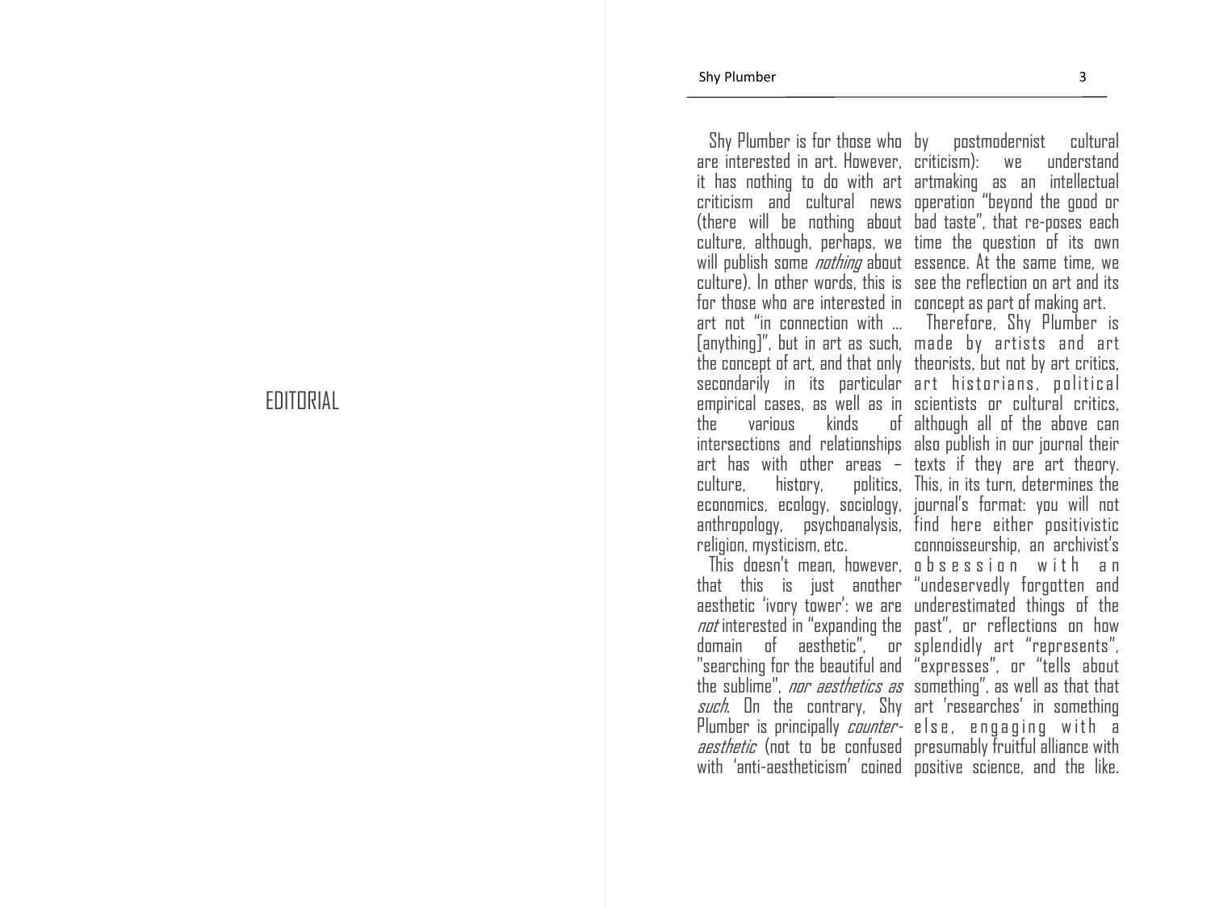# EDITORIAL

Shy Plumber is for those who are interested in art. However, it has nothing to do with art criticism and cultural news (there will be nothing about culture, although, perhaps, we will publish some *nothing* about culture). In other words, this is for those who are interested in art not "in connection with ... [anything]", but in art as such, the concept of art, and that only secondarily in its particular empirical cases, as well as in the various kinds of intersections and relationships art has with other areas – culture, history, politics, economics, ecology, sociology, anthropology, psychoanalysis, religion, mysticism, etc.

This doesn't mean, however, that this is just another aesthetic 'ivory tower': we are *not* interested in "expanding the domain of aesthetic", or "searching for the beautiful and the sublime", *nor aesthetics as such*. On the contrary, Shy Plumber is principally *counter-aesthetic* (not to be confused with 'anti-aestheticism' coined by postmodernist cultural criticism): we understand artmaking as an intellectual operation "beyond the good or bad taste", that re-poses each time the question of its own essence. At the same time, we see the reflection on art and its concept as part of making art.

Therefore, Shy Plumber is made by artists and art theorists, but not by art critics, art historians, political scientists or cultural critics, although all of the above can also publish in our journal their texts if they are art theory. This, in its turn, determines the journal's format: you will not find here either positivistic connoisseurship, an archivist's obsession with an "undeservedly forgotten and underestimated things of the past", or reflections on how splendidly art "represents", "expresses", or "tells about something", as well as that that art 'researches' in something else, engaging with a presumably fruitful alliance with positive science, and the like.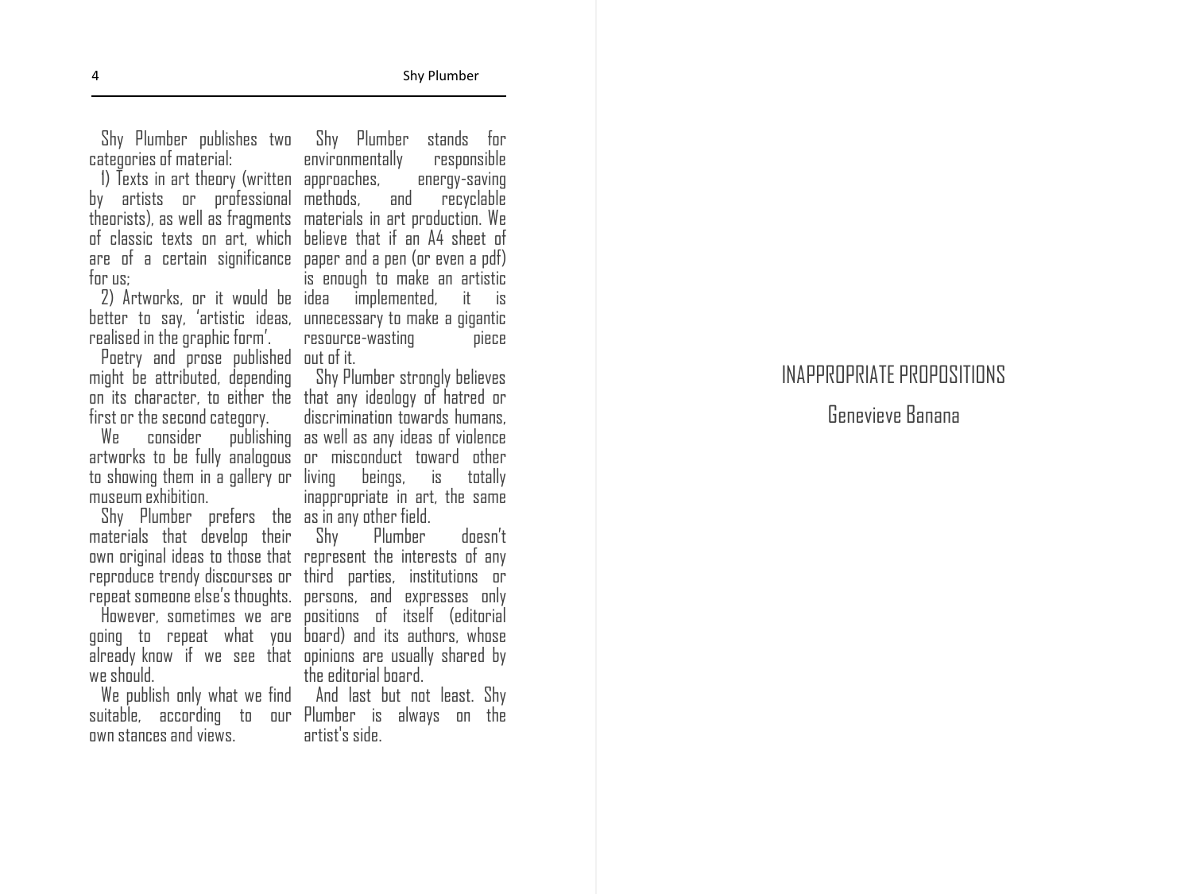Shy Plumber publishes two categories of material:

1) Texts in art theory (written by artists or professional theorists), as well as fragments of classic texts on art, which are of a certain significance for us;

2) Artworks, or it would be better to say, 'artistic ideas, realised in the graphic form'.

Poetry and prose published might be attributed, depending on its character, to either the first or the second category.

We consider publishing artworks to be fully analogous to showing them in a gallery or museum exhibition.

Shy Plumber prefers the materials that develop their own original ideas to those that reproduce trendy discourses or repeat someone else's thoughts.

However, sometimes we are going to repeat what you already know if we see that we should.

We publish only what we find suitable, according to our own stances and views.

Shy Plumber stands for environmentally responsible approaches, energy-saving methods, and recyclable materials in art production. We believe that if an A4 sheet of paper and a pen (or even a pdf) is enough to make an artistic idea implemented, it is unnecessary to make a gigantic resource-wasting piece out of it.

Shy Plumber strongly believes that any ideology of hatred or discrimination towards humans, as well as any ideas of violence or misconduct toward other living beings, is totally inappropriate in art, the same as in any other field.

Shy Plumber doesn't represent the interests of any third parties, institutions or persons, and expresses only positions of itself (editorial board) and its authors, whose opinions are usually shared by the editorial board.

And last but not least. Shy Plumber is always on the artist's side.

# INAPPROPRIATE PROPOSITIONS

Genevieve Banana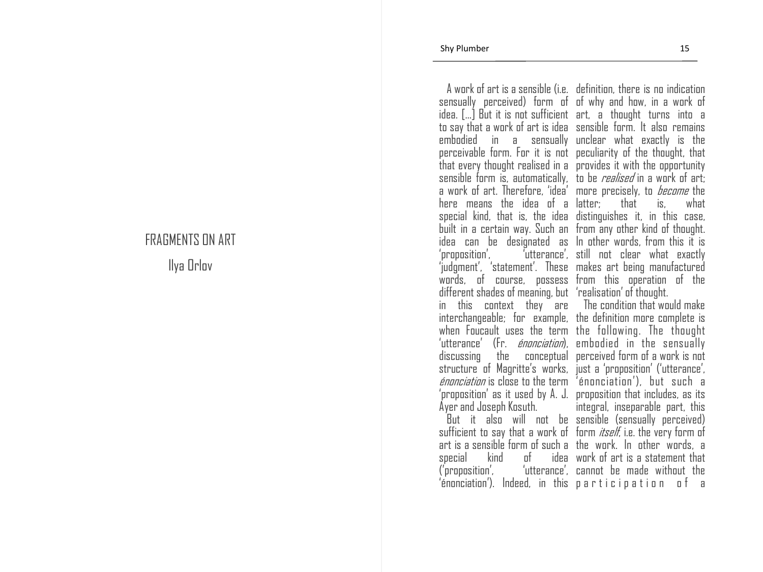# FRAGMENTS ON ART

Ilya Orlov

A work of art is a sensible (i.e. sensually perceived) form of idea. [...] But it is not sufficient to say that a work of art is idea embodied in a sensually perceivable form. For it is not that every thought realised in a sensible form is, automatically, a work of art. Therefore, 'idea' here means the idea of a special kind, that is, the idea built in a certain way. Such an idea can be designated as 'proposition', 'utterance', 'judgment', 'statement'. These words, of course, possess different shades of meaning, but in this context they are interchangeable; for example, when Foucault uses the term 'utterance' (Fr. *énonciation*), discussing the conceptual structure of Magritte's works, *énonciation* is close to the term 'proposition' as it used by A. J. Ayer and Joseph Kosuth.

But it also will not be sufficient to say that a work of art is a sensible form of such a special kind of idea ('proposition', 'utterance', 'énonciation'). Indeed, in this definition, there is no indication of why and how, in a work of art, a thought turns into a sensible form. It also remains unclear what exactly is the peculiarity of the thought, that provides it with the opportunity to be *realised* in a work of art; more precisely, to *become* the latter; that is, what distinguishes it, in this case, from any other kind of thought. In other words, from this it is still not clear what exactly makes art being manufactured from this operation of the 'realisation' of thought.

The condition that would make the definition more complete is the following. The thought embodied in the sensually perceived form of a work is not just a 'proposition' ('utterance', 'énonciation'), but such a proposition that includes, as its integral, inseparable part, this sensible (sensually perceived) form *itself*, i.e. the very form of the work. In other words, a work of art is a statement that cannot be made without the participation of a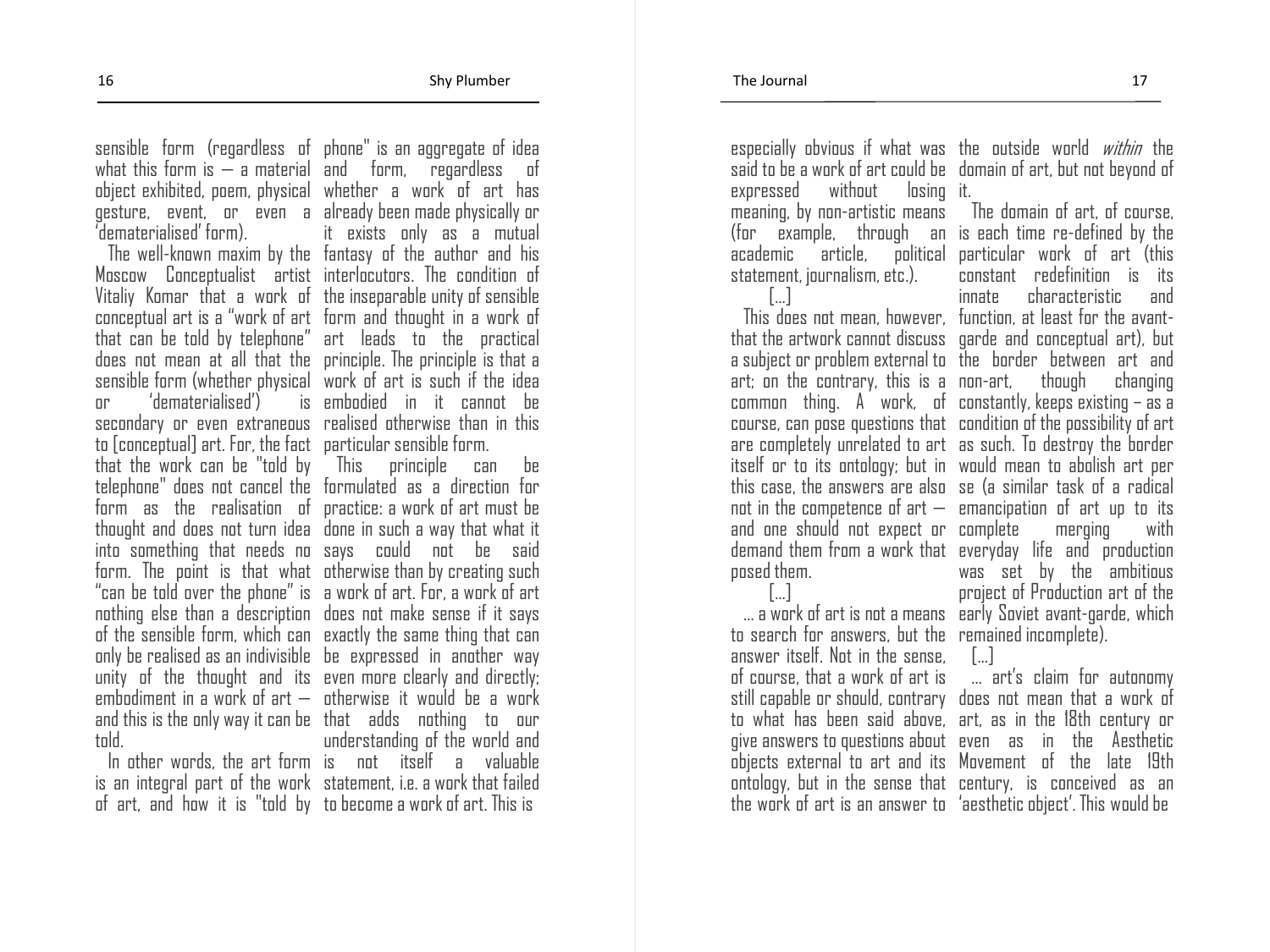sensible form (regardless of what this form is — a material object exhibited, poem, physical gesture, event, or even a 'dematerialised' form).

The well-known maxim by the Moscow Conceptualist artist Vitaliy Komar that a work of conceptual art is a "work of art that can be told by telephone" does not mean at all that the sensible form (whether physical or 'dematerialised') is secondary or even extraneous to [conceptual] art. For, the fact that the work can be "told by telephone" does not cancel the form as the realisation of thought and does not turn idea into something that needs no form. The point is that what "can be told over the phone" is nothing else than a description of the sensible form, which can only be realised as an indivisible unity of the thought and its embodiment in a work of art — and this is the only way it can be told.

In other words, the art form is an integral part of the work of art, and how it is "told by phone" is an aggregate of idea and form, regardless of whether a work of art has already been made physically or it exists only as a mutual fantasy of the author and his interlocutors. The condition of the inseparable unity of sensible form and thought in a work of art leads to the practical principle. The principle is that a work of art is such if the idea embodied in it cannot be realised otherwise than in this particular sensible form.

This principle can be formulated as a direction for practice: a work of art must be done in such a way that what it says could not be said otherwise than by creating such a work of art. For, a work of art does not make sense if it says exactly the same thing that can be expressed in another way even more clearly and directly; otherwise it would be a work that adds nothing to our understanding of the world and is not itself a valuable statement, i.e. a work that failed to become a work of art. This is especially obvious if what was said to be a work of art could be expressed without losing meaning, by non-artistic means (for example, through an academic article, political statement, journalism, etc.).

[...]

This does not mean, however, that the artwork cannot discuss a subject or problem external to art; on the contrary, this is a common thing. A work, of course, can pose questions that are completely unrelated to art itself or to its ontology; but in this case, the answers are also not in the competence of art — and one should not expect or demand them from a work that posed them.

[...]

... a work of art is not a means to search for answers, but the answer itself. Not in the sense, of course, that a work of art is still capable or should, contrary to what has been said above, give answers to questions about objects external to art and its ontology, but in the sense that the work of art is an answer to the outside world *within* the domain of art, but not beyond of it.

The domain of art, of course, is each time re-defined by the particular work of art (this constant redefinition is its innate characteristic and function, at least for the avant-garde and conceptual art), but the border between art and non-art, though changing constantly, keeps existing – as a condition of the possibility of art as such. To destroy the border would mean to abolish art per se (a similar task of a radical emancipation of art up to its complete merging with everyday life and production was set by the ambitious project of Production art of the early Soviet avant-garde, which remained incomplete).

[...]

... art's claim for autonomy does not mean that a work of art, as in the 18th century or even as in the Aesthetic Movement of the late 19th century, is conceived as an 'aesthetic object'. This would be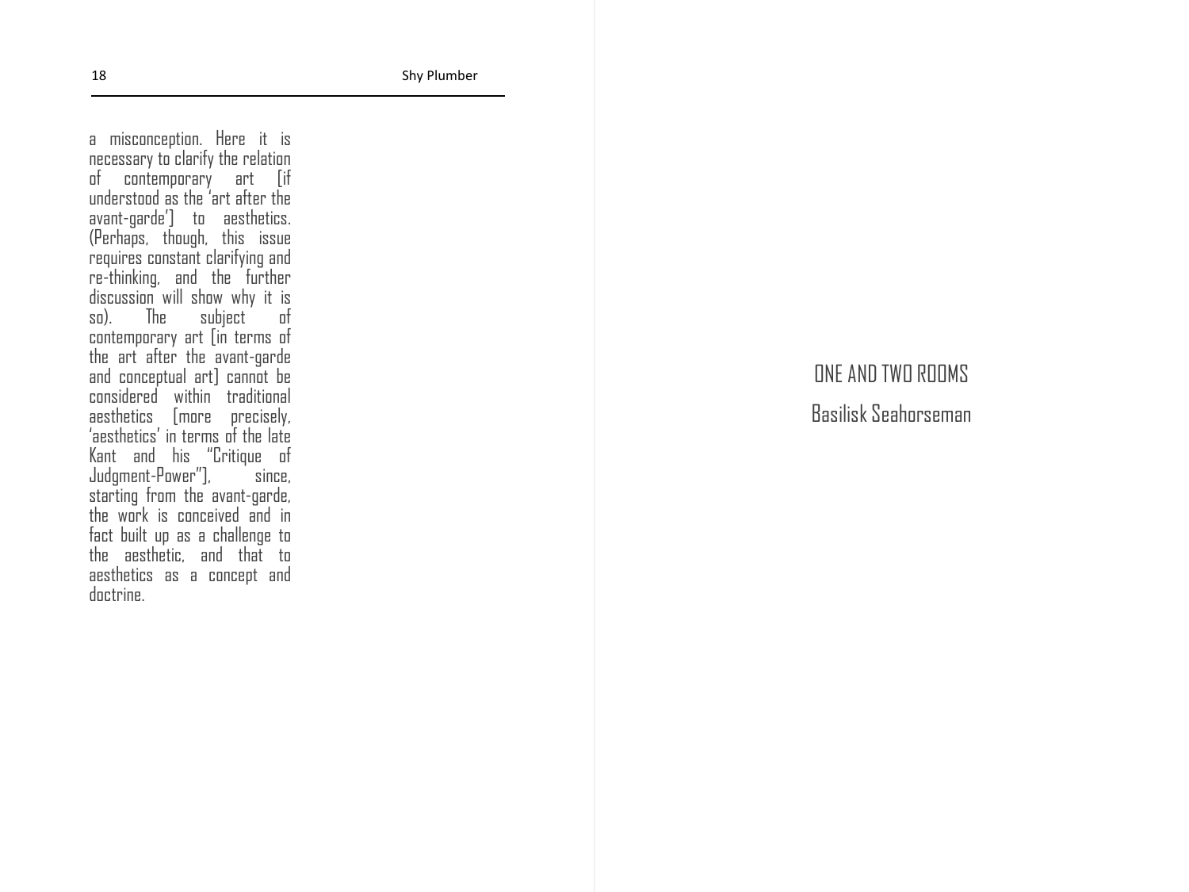a misconception. Here it is necessary to clarify the relation of contemporary art [if understood as the 'art after the avant-garde'] to aesthetics. (Perhaps, though, this issue requires constant clarifying and re-thinking, and the further discussion will show why it is so). The subject of contemporary art [in terms of the art after the avant-garde and conceptual art] cannot be considered within traditional aesthetics [more precisely, 'aesthetics' in terms of the late Kant and his "Critique of Judgment-Power"], since, starting from the avant-garde, the work is conceived and in fact built up as a challenge to the aesthetic, and that to aesthetics as a concept and doctrine.

# ONE AND TWO ROOMS

Basilisk Seahorseman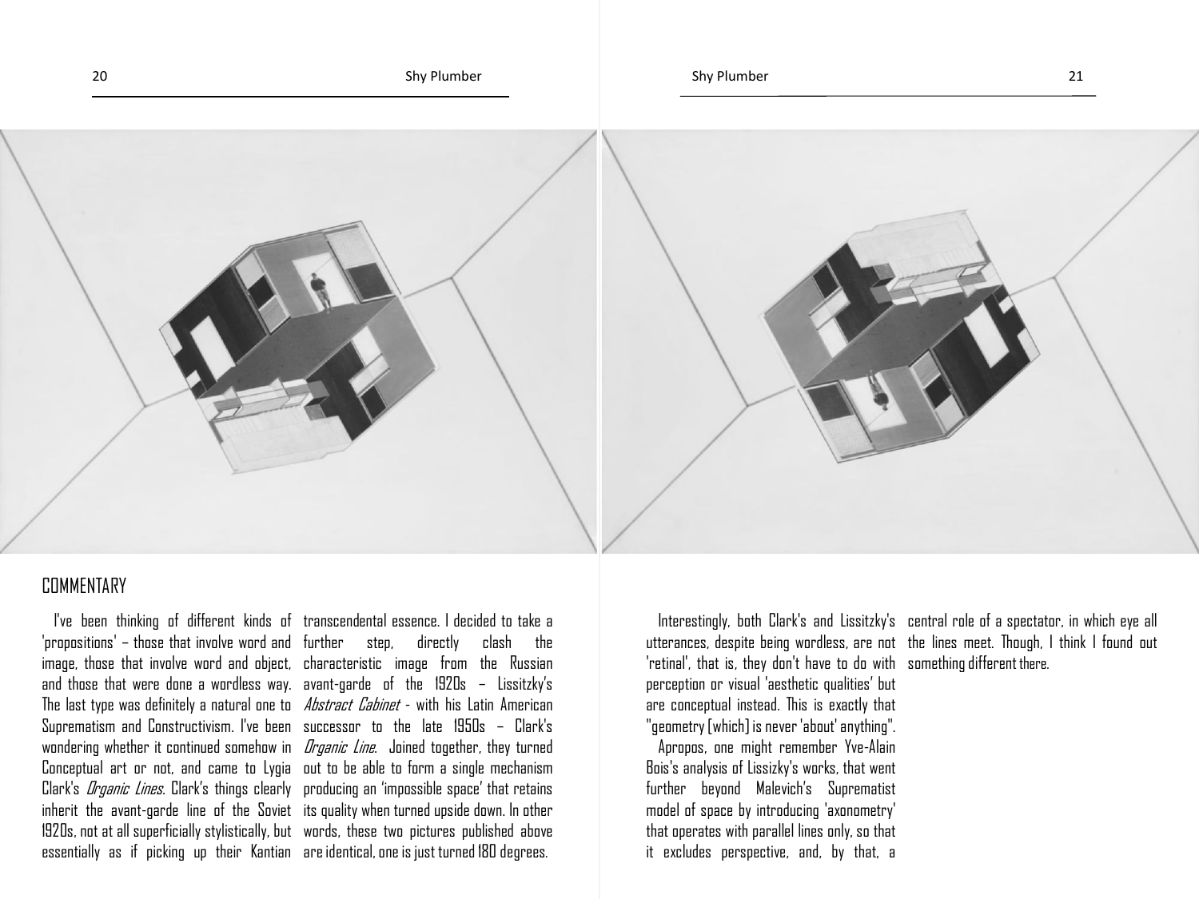## COMMENTARY

I've been thinking of different kinds of 'propositions' – those that involve word and image, those that involve word and object, and those that were done a wordless way. The last type was definitely a natural one to Suprematism and Constructivism. I've been wondering whether it continued somehow in Conceptual art or not, and came to Lygia Clark's *Organic Lines*. Clark's things clearly inherit the avant-garde line of the Soviet 1920s, not at all superficially stylistically, but essentially as if picking up their Kantian transcendental essence. I decided to take a further step, directly clash the characteristic image from the Russian avant-garde of the 1920s – Lissitzky's *Abstract Cabinet* - with his Latin American successor to the late 1950s – Clark's *Organic Line*. Joined together, they turned out to be able to form a single mechanism producing an 'impossible space' that retains its quality when turned upside down. In other words, these two pictures published above are identical, one is just turned 180 degrees.

Interestingly, both Clark's and Lissitzky's utterances, despite being wordless, are not 'retinal', that is, they don't have to do with perception or visual 'aesthetic qualities' but are conceptual instead. This is exactly that "geometry [which] is never 'about' anything".

Apropos, one might remember Yve-Alain Bois's analysis of Lissizky's works, that went further beyond Malevich's Suprematist model of space by introducing 'axonometry' that operates with parallel lines only, so that it excludes perspective, and, by that, a central role of a spectator, in which eye all the lines meet. Though, I think I found out something different there.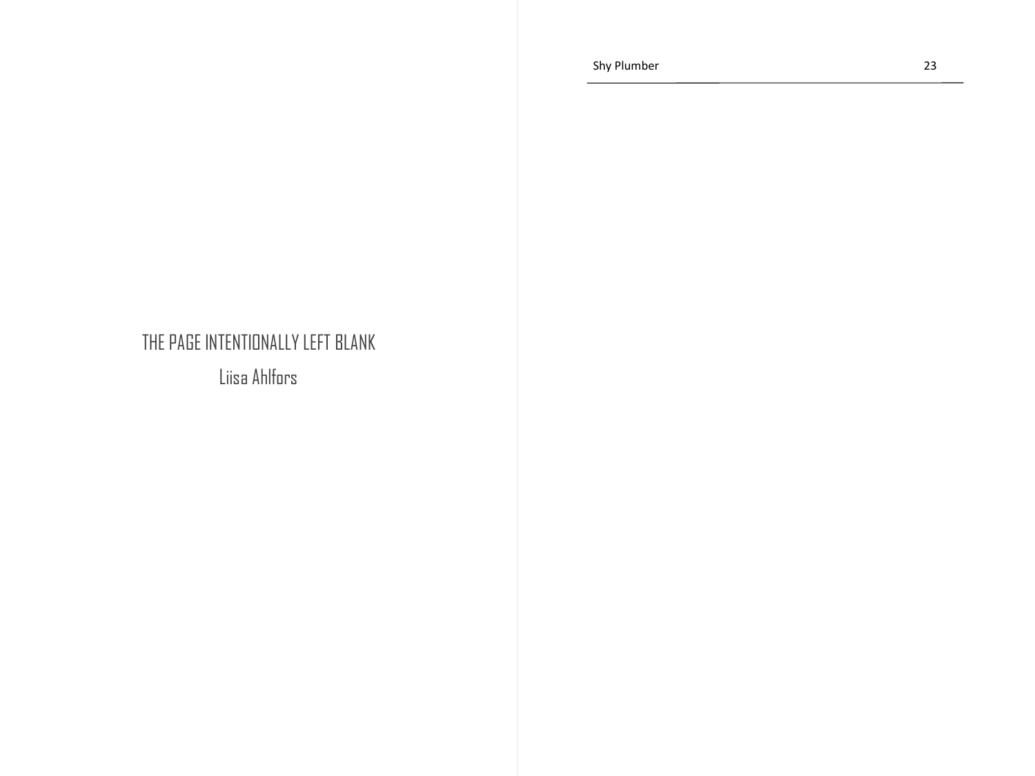THE PAGE INTENTIONALLY LEFT BLANK

Liisa Ahlfors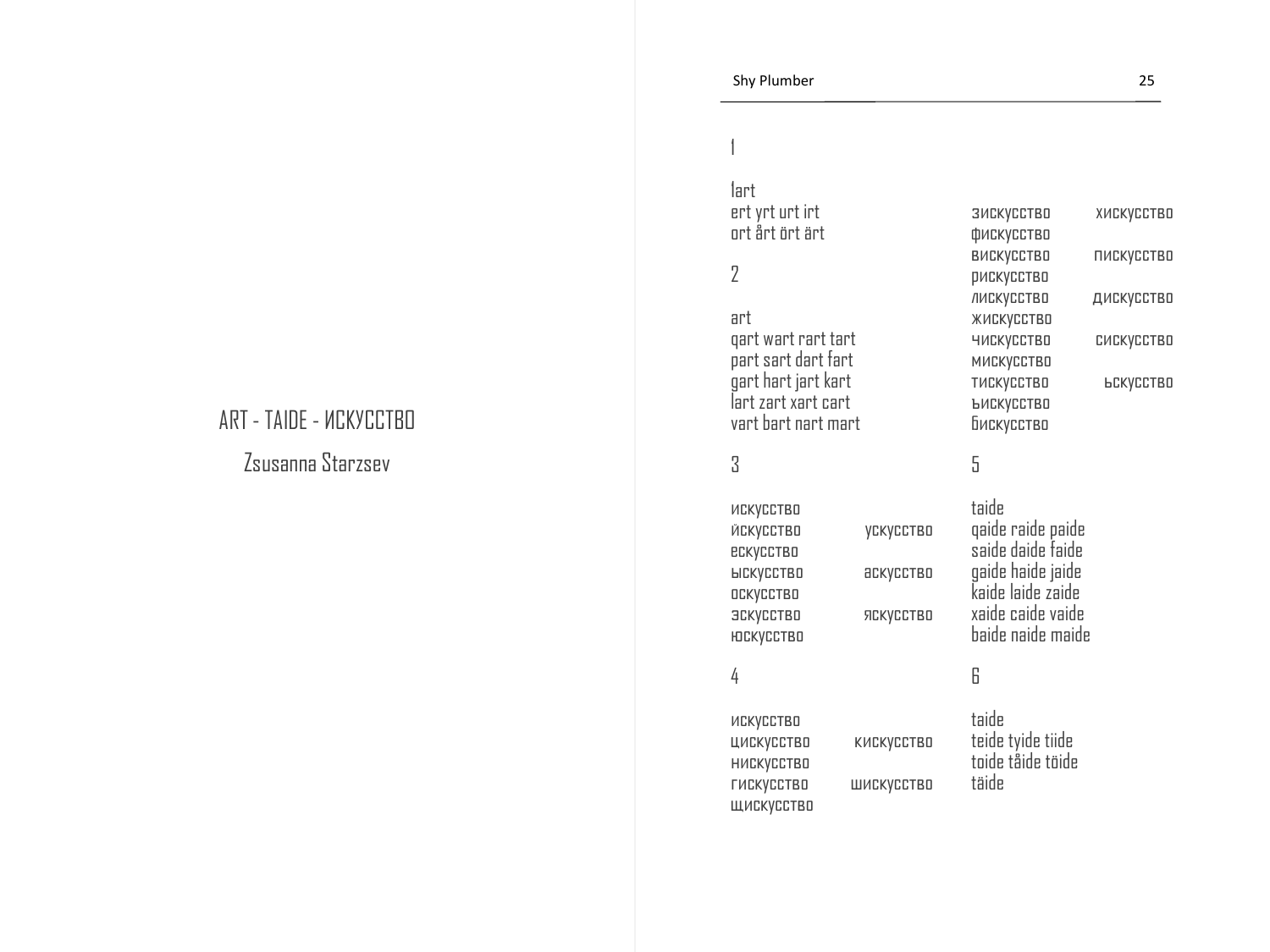# ART - TAIDE - ИСКУССТВО

Zsusanna Starzsev

1

Iart
ert yrt urt irt
ort årt ört ärt

2

art
qart wart rart tart
part sart dart fart
gart hart jart kart
lart zart xart cart
vart bart nart mart

3

искусство
йскусство ускусство
ескусство
ыскусство аскусство
оскусство
эскусство яскусство
юскусство

4

искусство
цискусство кискусство
нискусство
гискусство шискусство
щискусство

зискусство хискусство
фискусство
вискусство пискусство
рискусство
лискусство дискусство
жискусство
чискусство сискусство
мискусство
тискусство ьскусство
ъискусство
бискусство

5

taide
qaide raide paide
saide daide faide
gaide haide jaide
kaide laide zaide
xaide caide vaide
baide naide maide

6

taide
teide tyide tiide
toide tåide töide
täide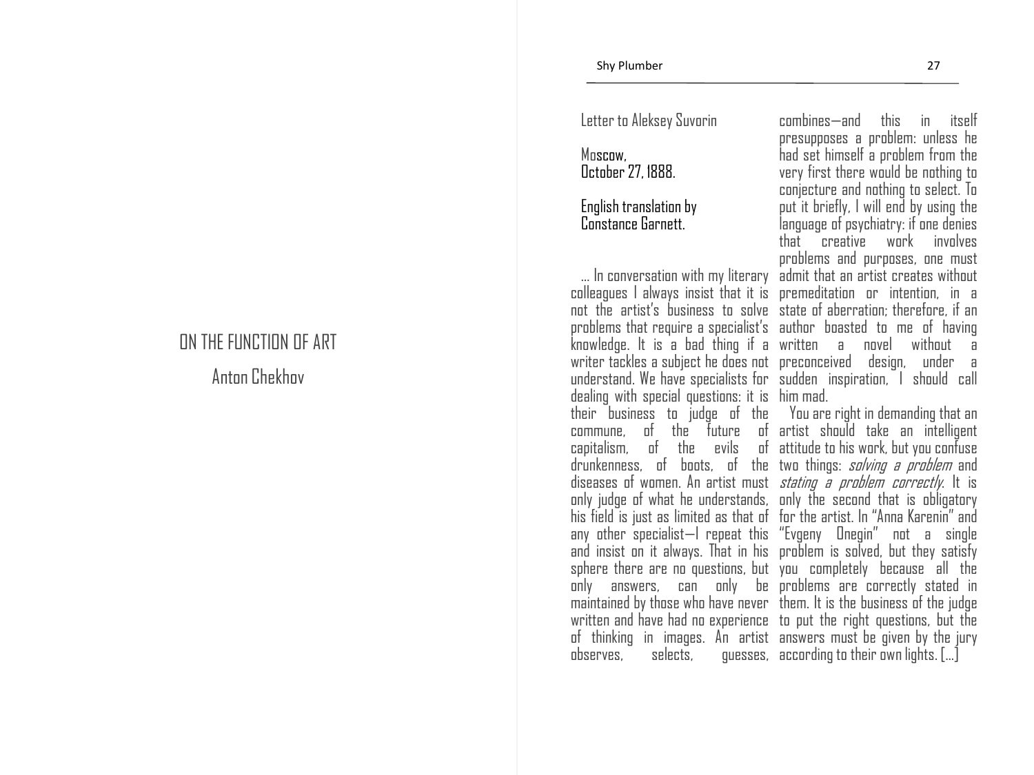# ON THE FUNCTION OF ART

Anton Chekhov

Letter to Aleksey Suvorin

Moscow,
October 27, 1888.

English translation by
Constance Garnett.

… In conversation with my literary colleagues I always insist that it is not the artist's business to solve problems that require a specialist's knowledge. It is a bad thing if a writer tackles a subject he does not understand. We have specialists for dealing with special questions: it is their business to judge of the commune, of the future of capitalism, of the evils of drunkenness, of boots, of the diseases of women. An artist must only judge of what he understands, his field is just as limited as that of any other specialist—I repeat this and insist on it always. That in his sphere there are no questions, but only answers, can only be maintained by those who have never written and have had no experience of thinking in images. An artist observes, selects, guesses, combines—and this in itself presupposes a problem: unless he had set himself a problem from the very first there would be nothing to conjecture and nothing to select. To put it briefly, I will end by using the language of psychiatry: if one denies that creative work involves problems and purposes, one must admit that an artist creates without premeditation or intention, in a state of aberration; therefore, if an author boasted to me of having written a novel without a preconceived design, under a sudden inspiration, I should call him mad.

You are right in demanding that an artist should take an intelligent attitude to his work, but you confuse two things: *solving a problem* and *stating a problem correctly*. It is only the second that is obligatory for the artist. In "Anna Karenin" and "Evgeny Onegin" not a single problem is solved, but they satisfy you completely because all the problems are correctly stated in them. It is the business of the judge to put the right questions, but the answers must be given by the jury according to their own lights. […]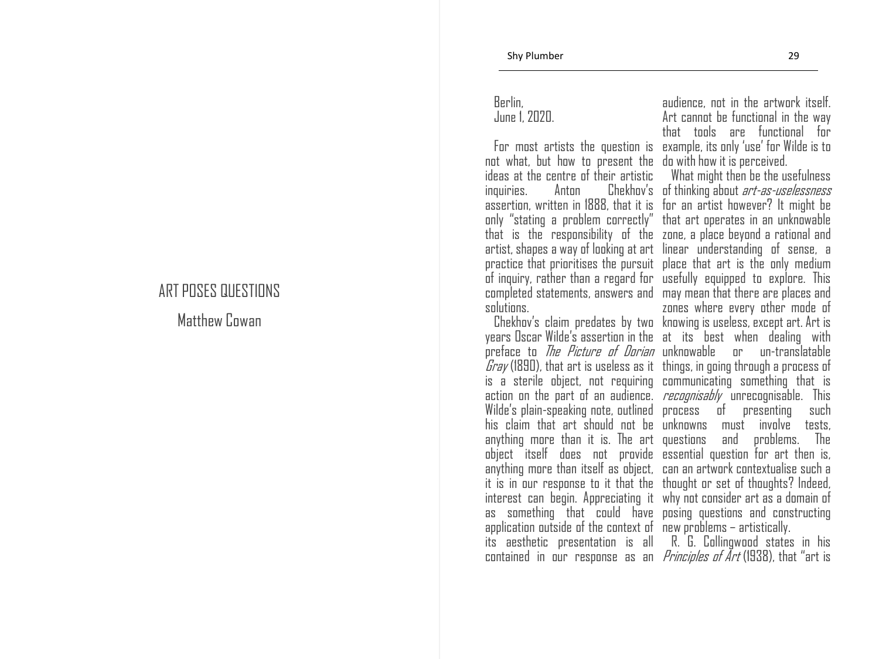# ART POSES QUESTIONS

Matthew Cowan

Berlin,
June 1, 2020.

For most artists the question is not what, but how to present the ideas at the centre of their artistic inquiries. Anton Chekhov's assertion, written in 1888, that it is only "stating a problem correctly" that is the responsibility of the artist, shapes a way of looking at art practice that prioritises the pursuit of inquiry, rather than a regard for completed statements, answers and solutions.

Chekhov's claim predates by two years Oscar Wilde's assertion in the preface to *The Picture of Dorian Gray* (1890), that art is useless as it is a sterile object, not requiring action on the part of an audience. Wilde's plain-speaking note, outlined his claim that art should not be anything more than it is. The art object itself does not provide anything more than itself as object, it is in our response to it that the interest can begin. Appreciating it as something that could have application outside of the context of its aesthetic presentation is all contained in our response as an audience, not in the artwork itself. Art cannot be functional in the way that tools are functional for example, its only 'use' for Wilde is to do with how it is perceived.

What might then be the usefulness of thinking about *art-as-uselessness* for an artist however? It might be that art operates in an unknowable zone, a place beyond a rational and linear understanding of sense, a place that art is the only medium usefully equipped to explore. This may mean that there are places and zones where every other mode of knowing is useless, except art. Art is at its best when dealing with unknowable or un-translatable things, in going through a process of communicating something that is *recognisably* unrecognisable. This process of presenting such unknowns must involve tests, questions and problems. The essential question for art then is, can an artwork contextualise such a thought or set of thoughts? Indeed, why not consider art as a domain of posing questions and constructing new problems – artistically.

R. G. Collingwood states in his *Principles of Art* (1938), that "art is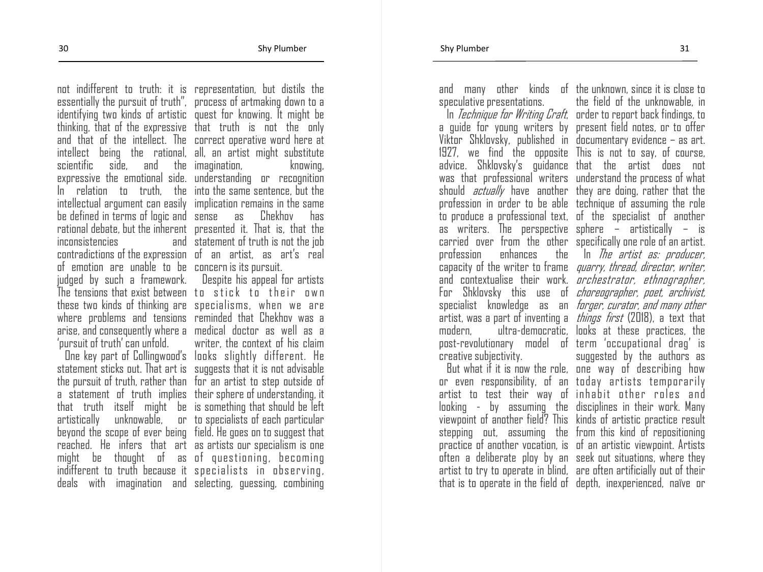not indifferent to truth: it is essentially the pursuit of truth", identifying two kinds of artistic thinking, that of the expressive and that of the intellect. The intellect being the rational, scientific side, and the expressive the emotional side. In relation to truth, the intellectual argument can easily be defined in terms of logic and rational debate, but the inherent inconsistencies and contradictions of the expression of emotion are unable to be judged by such a framework. The tensions that exist between these two kinds of thinking are where problems and tensions arise, and consequently where a 'pursuit of truth' can unfold.

One key part of Collingwood's statement sticks out. That art is the pursuit of truth, rather than a statement of truth implies that truth itself might be artistically unknowable, or beyond the scope of ever being reached. He infers that art might be thought of as indifferent to truth because it deals with imagination and representation, but distils the process of artmaking down to a quest for knowing. It might be that truth is not the only correct operative word here at all, an artist might substitute imagination, knowing, understanding or recognition into the same sentence, but the implication remains in the same sense as Chekhov has presented it. That is, that the statement of truth is not the job of an artist, as art's real concern is its pursuit.

Despite his appeal for artists to stick to their own specialisms, when we are reminded that Chekhov was a medical doctor as well as a writer, the context of his claim looks slightly different. He suggests that it is not advisable for an artist to step outside of their sphere of understanding, it is something that should be left to specialists of each particular field. He goes on to suggest that as artists our specialism is one of questioning, becoming specialists in observing, selecting, guessing, combining and many other kinds of speculative presentations.

In *Technique for Writing Craft*, a guide for young writers by Viktor Shklovsky, published in 1927, we find the opposite advice. Shklovsky's guidance was that professional writers should *actually* have another profession in order to be able to produce a professional text, as writers. The perspective carried over from the other profession enhances the capacity of the writer to frame and contextualise their work. For Shklovsky this use of specialist knowledge as an artist, was a part of inventing a modern, ultra-democratic, post-revolutionary model of creative subjectivity.

But what if it is now the role, or even responsibility, of an artist to test their way of looking - by assuming the viewpoint of another field? This stepping out, assuming the practice of another vocation, is often a deliberate ploy by an artist to try to operate in blind, that is to operate in the field of the unknown, since it is close to the field of the unknowable, in order to report back findings, to present field notes, or to offer documentary evidence – as art. This is not to say, of course, that the artist does not understand the process of what they are doing, rather that the technique of assuming the role of the specialist of another sphere – artistically – is specifically one role of an artist.

In *The artist as: producer, quarry, thread, director, writer, orchestrator, ethnographer, choreographer, poet, archivist, forger, curator, and many other things first* (2018), a text that looks at these practices, the term 'occupational drag' is suggested by the authors as one way of describing how today artists temporarily inhabit other roles and disciplines in their work. Many kinds of artistic practice result from this kind of repositioning of an artistic viewpoint. Artists seek out situations, where they are often artificially out of their depth, inexperienced, naïve or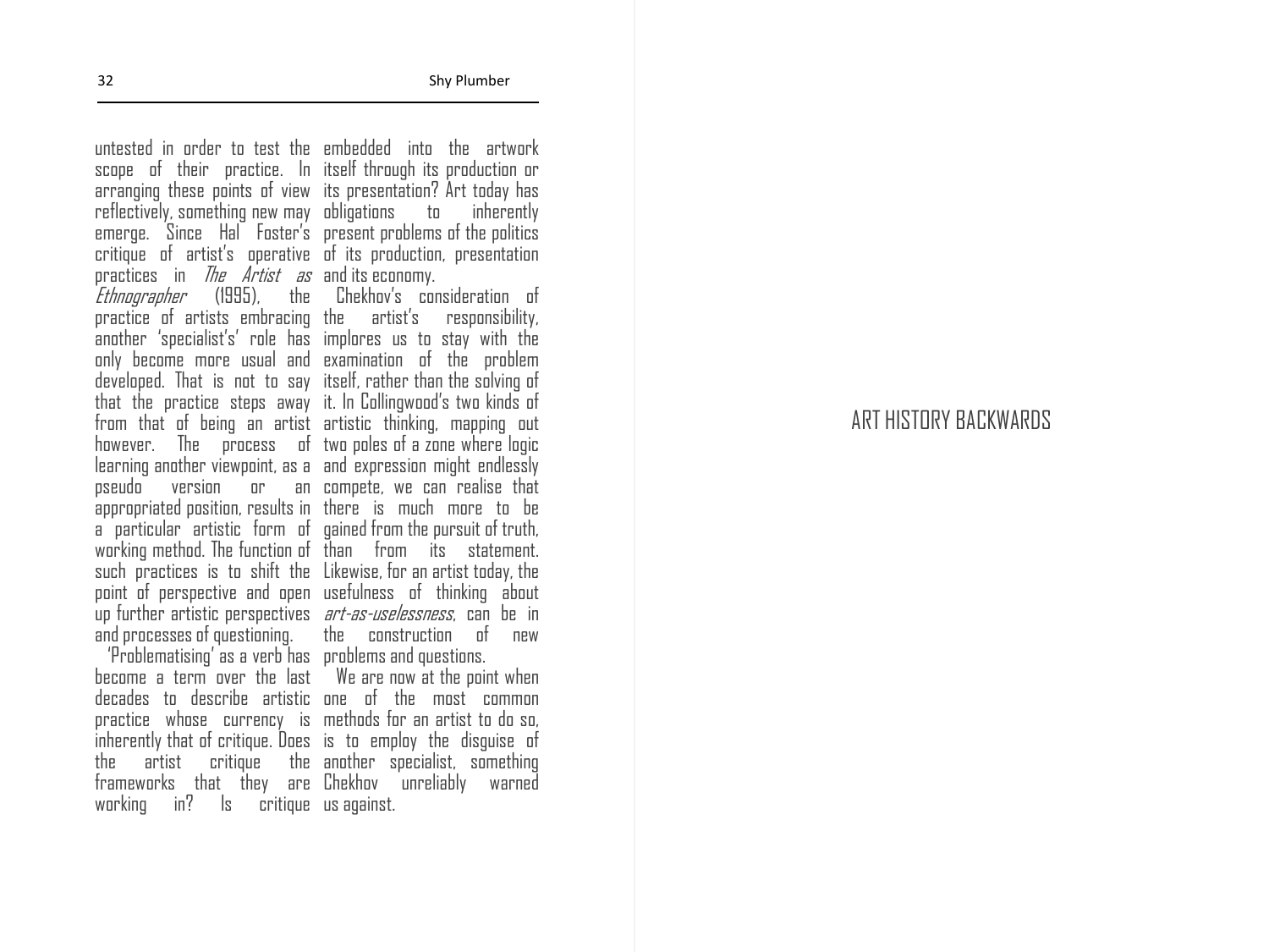untested in order to test the scope of their practice. In arranging these points of view reflectively, something new may emerge. Since Hal Foster's critique of artist's operative practices in *The Artist as Ethnographer* (1995), the practice of artists embracing another 'specialist's' role has only become more usual and developed. That is not to say that the practice steps away from that of being an artist however. The process of learning another viewpoint, as a pseudo version or an appropriated position, results in a particular artistic form of working method. The function of such practices is to shift the point of perspective and open up further artistic perspectives and processes of questioning.

'Problematising' as a verb has become a term over the last decades to describe artistic practice whose currency is inherently that of critique. Does the artist critique the frameworks that they are working in? Is critique embedded into the artwork itself through its production or its presentation? Art today has obligations to inherently present problems of the politics of its production, presentation and its economy.

Chekhov's consideration of the artist's responsibility, implores us to stay with the examination of the problem itself, rather than the solving of it. In Collingwood's two kinds of artistic thinking, mapping out two poles of a zone where logic and expression might endlessly compete, we can realise that there is much more to be gained from the pursuit of truth, than from its statement. Likewise, for an artist today, the usefulness of thinking about *art-as-uselessness*, can be in the construction of new problems and questions.

We are now at the point when one of the most common methods for an artist to do so, is to employ the disguise of another specialist, something Chekhov unreliably warned us against.

# ART HISTORY BACKWARDS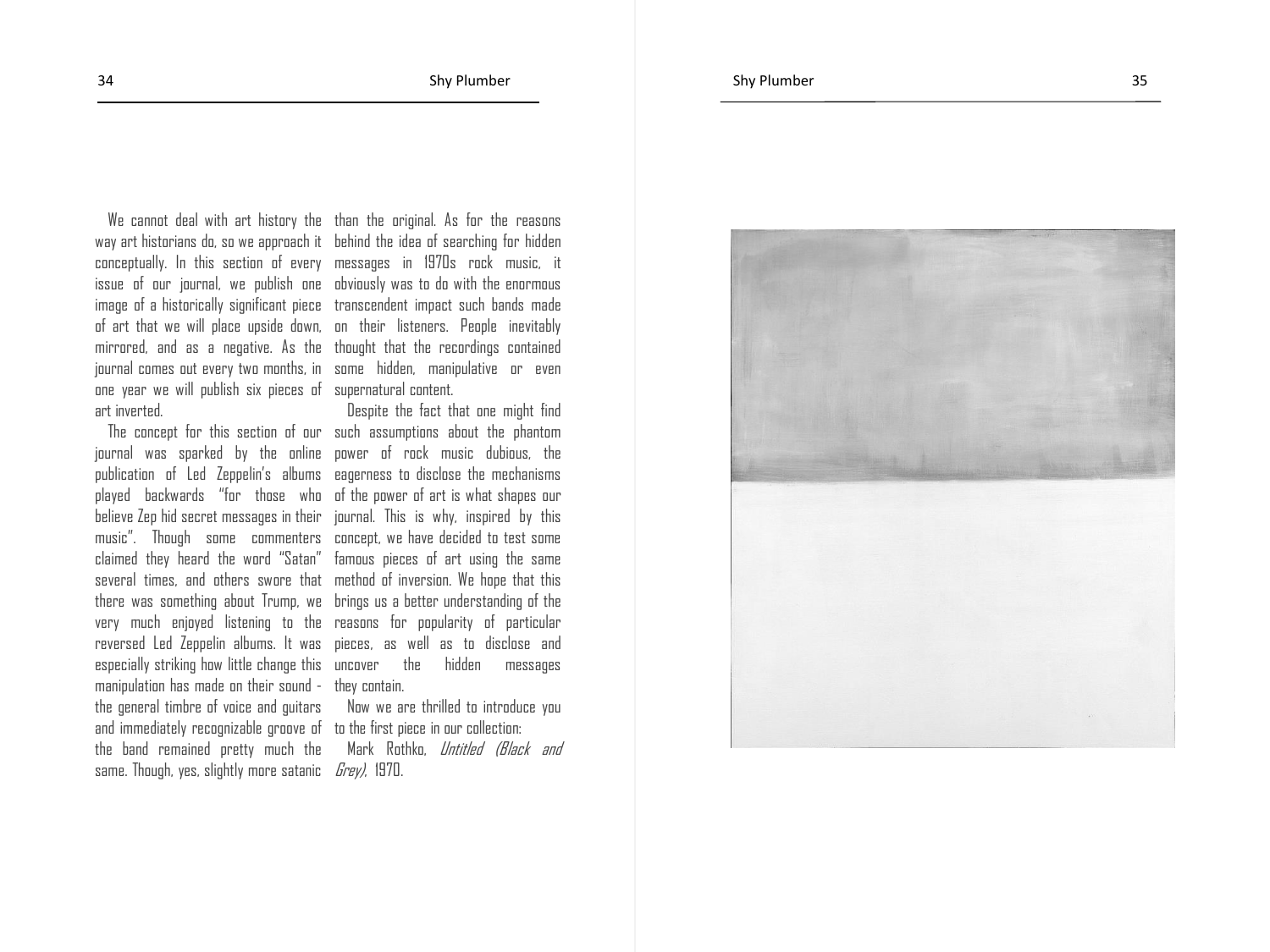We cannot deal with art history the way art historians do, so we approach it conceptually. In this section of every issue of our journal, we publish one image of a historically significant piece of art that we will place upside down, mirrored, and as a negative. As the journal comes out every two months, in one year we will publish six pieces of art inverted.

The concept for this section of our journal was sparked by the online publication of Led Zeppelin's albums played backwards "for those who believe Zep hid secret messages in their music". Though some commenters claimed they heard the word "Satan" several times, and others swore that there was something about Trump, we very much enjoyed listening to the reversed Led Zeppelin albums. It was especially striking how little change this manipulation has made on their sound - the general timbre of voice and guitars and immediately recognizable groove of the band remained pretty much the same. Though, yes, slightly more satanic than the original. As for the reasons behind the idea of searching for hidden messages in 1970s rock music, it obviously was to do with the enormous transcendent impact such bands made on their listeners. People inevitably thought that the recordings contained some hidden, manipulative or even supernatural content.

Despite the fact that one might find such assumptions about the phantom power of rock music dubious, the eagerness to disclose the mechanisms of the power of art is what shapes our journal. This is why, inspired by this concept, we have decided to test some famous pieces of art using the same method of inversion. We hope that this brings us a better understanding of the reasons for popularity of particular pieces, as well as to disclose and uncover the hidden messages they contain.

Now we are thrilled to introduce you to the first piece in our collection:

Mark Rothko, *Untitled (Black and Grey)*, 1970.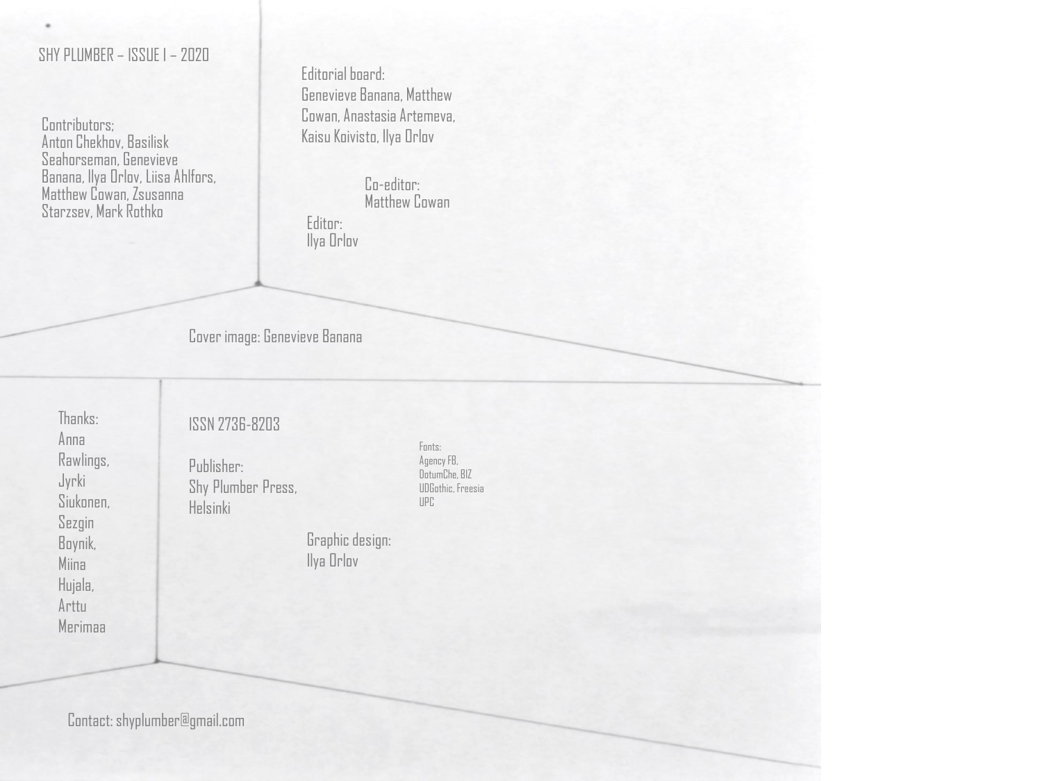SHY PLUMBER – ISSUE I – 2020

Contributors;
Anton Chekhov, Basilisk Seahorseman, Genevieve Banana, Ilya Orlov, Liisa Ahlfors, Matthew Cowan, Zsusanna Starzsev, Mark Rothko

Editorial board:
Genevieve Banana, Matthew Cowan, Anastasia Artemeva, Kaisu Koivisto, Ilya Orlov

Co-editor:
Matthew Cowan

Editor:
Ilya Orlov

Cover image: Genevieve Banana

Thanks:
Anna Rawlings,
Jyrki Siukonen,
Sezgin Boynik,
Miina Hujala,
Arttu Merimaa

ISSN 2736-8203

Publisher:
Shy Plumber Press,
Helsinki

Fonts:
Agency FB,
DotumChe, BIZ
UDGothic, Freesia
UPC

Graphic design:
Ilya Orlov

Contact: shyplumber@gmail.com